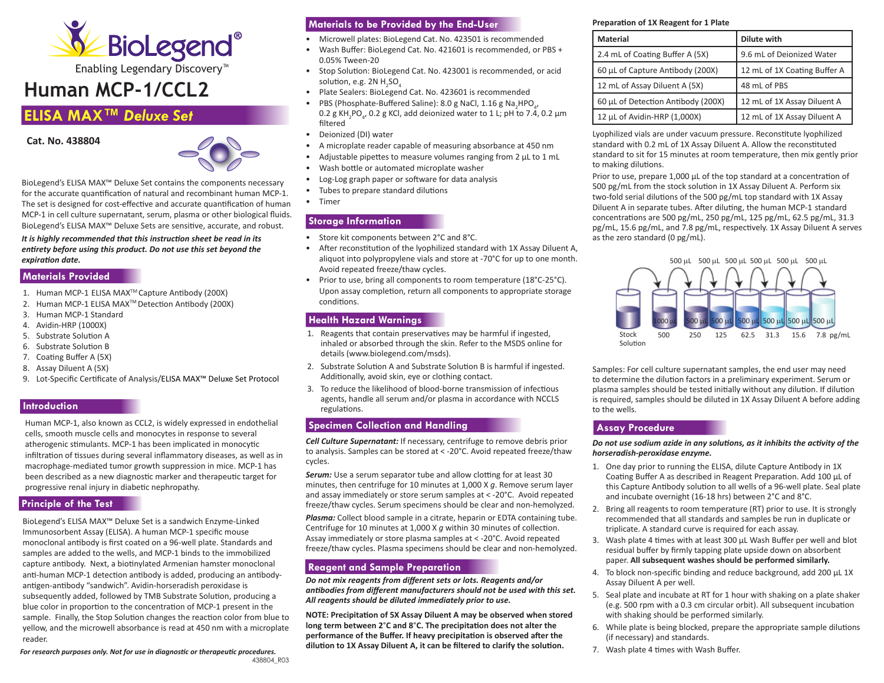# Human MCP-1/CCL2

## ELISA MAX™ *Deluxe Set*

**Cat. No. 438804**

BioLegend's ELISA MAX™ Deluxe Set contains the components necessary for the accurate quantification of natural and recombinant human MCP-1. The set is designed for cost-effective and accurate quantification of human MCP-1 in cell culture supernatant, serum, plasma or other biological fluids. BioLegend's ELISA MAX™ Deluxe Sets are sensitive, accurate, and robust.

***It is highly recommended that this instruction sheet be read in its entirety before using this product. Do not use this set beyond the expiration date.***

## Materials Provided

1. Human MCP-1 ELISA MAX™ Capture Antibody (200X)
2. Human MCP-1 ELISA MAX™ Detection Antibody (200X)
3. Human MCP-1 Standard
4. Avidin-HRP (1000X)
5. Substrate Solution A
6. Substrate Solution B
7. Coating Buffer A (5X)
8. Assay Diluent A (5X)
9. Lot-Specific Certificate of Analysis/ELISA MAX™ Deluxe Set Protocol

## Introduction

Human MCP-1, also known as CCL2, is widely expressed in endothelial cells, smooth muscle cells and monocytes in response to several atherogenic stimulants. MCP-1 has been implicated in monocytic infiltration of tissues during several inflammatory diseases, as well as in macrophage-designed tumor growth suppression in mice. MCP-1 has been described as a new diagnostic marker and therapeutic target for progressive renal injury in diabetic nephropathy.

## Principle of the Test

BioLegend's ELISA MAX™ Deluxe Set is a sandwich Enzyme-Linked Immunosorbent Assay (ELISA). A human MCP-1 specific mouse monoclonal antibody is first coated on a 96-well plate. Standards and samples are added to the wells, and MCP-1 binds to the immobilized capture antibody. Next, a biotinylated Armenian hamster monoclonal anti-human MCP-1 detection antibody is added, producing an antibody-antigen-antibody "sandwich". Avidin-horseradish peroxidase is subsequently added, followed by TMB Substrate Solution, producing a blue color in proportion to the concentration of MCP-1 present in the sample. Finally, the Stop Solution changes the reaction color from blue to yellow, and the microwell absorbance is read at 450 nm with a microplate reader.

***For research purposes only. Not for use in diagnostic or therapeutic procedures.***

438804_R03

## Materials to be Provided by the End-User

- Microwell plates: BioLegend Cat. No. 423501 is recommended
- Wash Buffer: BioLegend Cat. No. 421601 is recommended, or PBS + 0.05% Tween-20
- Stop Solution: BioLegend Cat. No. 423001 is recommended, or acid solution, e.g. 2N $H_2SO_4$
- Plate Sealers: BioLegend Cat. No. 423601 is recommended
- PBS (Phosphate-Buffered Saline): 8.0 g NaCl, 1.16 g $Na_2HPO_4$, 0.2 g $KH_2PO_4$, 0.2 g KCl, add deionized water to 1 L; pH to 7.4, 0.2 µm filtered
- Deionized (DI) water
- A microplate reader capable of measuring absorbance at 450 nm
- Adjustable pipettes to measure volumes ranging from 2 µL to 1 mL
- Wash bottle or automated microplate washer
- Log-Log graph paper or software for data analysis
- Tubes to prepare standard dilutions
- Timer

## Storage Information

- Store kit components between 2°C and 8°C.
- After reconstitution of the lyophilized standard with 1X Assay Diluent A, aliquot into polypropylene vials and store at -70°C for up to one month. Avoid repeated freeze/thaw cycles.
- Prior to use, bring all components to room temperature (18°C-25°C). Upon assay completion, return all components to appropriate storage conditions.

## Health Hazard Warnings

1. Reagents that contain preservatives may be harmful if ingested, inhaled or absorbed through the skin. Refer to the MSDS online for details (www.biolegend.com/msds).
2. Substrate Solution A and Substrate Solution B is harmful if ingested. Additionally, avoid skin, eye or clothing contact.
3. To reduce the likelihood of blood-borne transmission of infectious agents, handle all serum and/or plasma in accordance with NCCLS regulations.

## Specimen Collection and Handling

***Cell Culture Supernatant:*** If necessary, centrifuge to remove debris prior to analysis. Samples can be stored at < -20°C. Avoid repeated freeze/thaw cycles.

***Serum:*** Use a serum separator tube and allow clotting for at least 30 minutes, then centrifuge for 10 minutes at 1,000 X *g*. Remove serum layer and assay immediately or store serum samples at < -20°C. Avoid repeated freeze/thaw cycles. Serum specimens should be clear and non-hemolyzed.

***Plasma:*** Collect blood sample in a citrate, heparin or EDTA containing tube. Centrifuge for 10 minutes at 1,000 X *g* within 30 minutes of collection. Assay immediately or store plasma samples at < -20°C. Avoid repeated freeze/thaw cycles. Plasma specimens should be clear and non-hemolyzed.

## Reagent and Sample Preparation

***Do not mix reagents from different sets or lots. Reagents and/or antibodies from different manufacturers should not be used with this set. All reagents should be diluted immediately prior to use.***

**NOTE: Precipitation of 5X Assay Diluent A may be observed when stored long term between 2°C and 8°C. The precipitation does not alter the performance of the Buffer. If heavy precipitation is observed after the dilution to 1X Assay Diluent A, it can be filtered to clarify the solution.**

**Preparation of 1X Reagent for 1 Plate**

| Material | Dilute with |
|---|---|
| 2.4 mL of Coating Buffer A (5X) | 9.6 mL of Deionized Water |
| 60 µL of Capture Antibody (200X) | 12 mL of 1X Coating Buffer A |
| 12 mL of Assay Diluent A (5X) | 48 mL of PBS |
| 60 µL of Detection Antibody (200X) | 12 mL of 1X Assay Diluent A |
| 12 µL of Avidin-HRP (1,000X) | 12 mL of 1X Assay Diluent A |

Lyophilized vials are under vacuum pressure. Reconstitute lyophilized standard with 0.2 mL of 1X Assay Diluent A. Allow the reconstituted standard to sit for 15 minutes at room temperature, then mix gently prior to making dilutions.

Prior to use, prepare 1,000 µL of the top standard at a concentration of 500 pg/mL from the stock solution in 1X Assay Diluent A. Perform six two-fold serial dilutions of the 500 pg/mL top standard with 1X Assay Diluent A in separate tubes. After diluting, the human MCP-1 standard concentrations are 500 pg/mL, 250 pg/mL, 125 pg/mL, 62.5 pg/mL, 31.3 pg/mL, 15.6 pg/mL, and 7.8 pg/mL, respectively. 1X Assay Diluent A serves as the zero standard (0 pg/mL).

500 µL 500 µL 500 µL 500 µL 500 µL 500 µL

Stock Solution | 1000 µL: 500 | 500 µL: 250 | 500 µL: 125 | 500 µL: 62.5 | 500 µL: 31.3 | 500 µL: 15.6 | 500 µL: 7.8 pg/mL

Samples: For cell culture supernatant samples, the end user may need to determine the dilution factors in a preliminary experiment. Serum or plasma samples should be tested initially without any dilution. If dilution is required, samples should be diluted in 1X Assay Diluent A before adding to the wells.

## Assay Procedure

***Do not use sodium azide in any solutions, as it inhibits the activity of the horseradish-peroxidase enzyme.***

1. One day prior to running the ELISA, dilute Capture Antibody in 1X Coating Buffer A as described in Reagent Preparation. Add 100 µL of this Capture Antibody solution to all wells of a 96-well plate. Seal plate and incubate overnight (16-18 hrs) between 2°C and 8°C.
2. Bring all reagents to room temperature (RT) prior to use. It is strongly recommended that all standards and samples be run in duplicate or triplicate. A standard curve is required for each assay.
3. Wash plate 4 times with at least 300 µL Wash Buffer per well and blot residual buffer by firmly tapping plate upside down on absorbent paper. **All subsequent washes should be performed similarly.**
4. To block non-specific binding and reduce background, add 200 µL 1X Assay Diluent A per well.
5. Seal plate and incubate at RT for 1 hour with shaking on a plate shaker (e.g. 500 rpm with a 0.3 cm circular orbit). All subsequent incubation with shaking should be performed similarly.
6. While plate is being blocked, prepare the appropriate sample dilutions (if necessary) and standards.
7. Wash plate 4 times with Wash Buffer.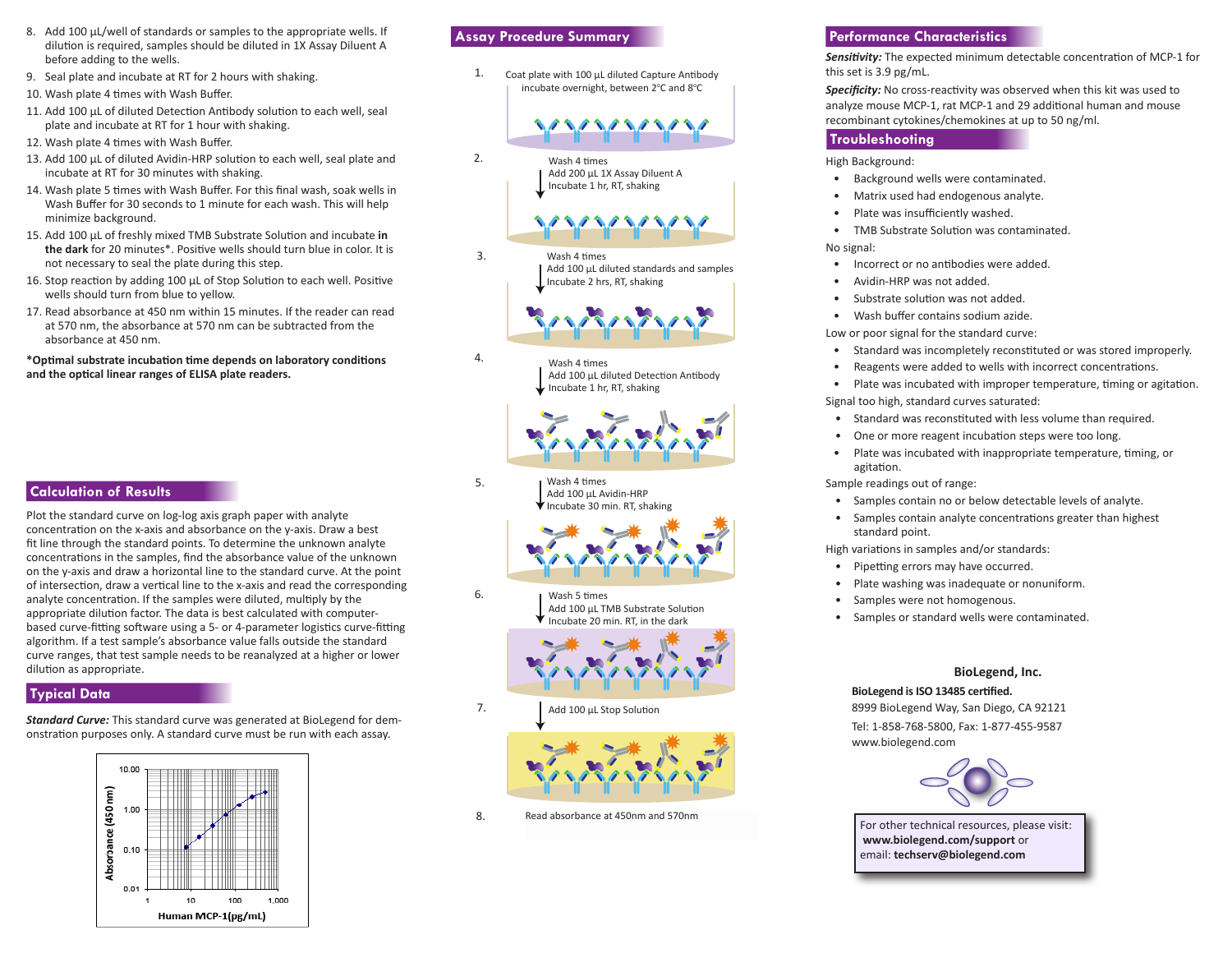8. Add 100 µL/well of standards or samples to the appropriate wells. If dilution is required, samples should be diluted in 1X Assay Diluent A before adding to the wells.
9. Seal plate and incubate at RT for 2 hours with shaking.
10. Wash plate 4 times with Wash Buffer.
11. Add 100 µL of diluted Detection Antibody solution to each well, seal plate and incubate at RT for 1 hour with shaking.
12. Wash plate 4 times with Wash Buffer.
13. Add 100 µL of diluted Avidin-HRP solution to each well, seal plate and incubate at RT for 30 minutes with shaking.
14. Wash plate 5 times with Wash Buffer. For this final wash, soak wells in Wash Buffer for 30 seconds to 1 minute for each wash. This will help minimize background.
15. Add 100 µL of freshly mixed TMB Substrate Solution and incubate **in the dark** for 20 minutes*. Positive wells should turn blue in color. It is not necessary to seal the plate during this step.
16. Stop reaction by adding 100 µL of Stop Solution to each well. Positive wells should turn from blue to yellow.
17. Read absorbance at 450 nm within 15 minutes. If the reader can read at 570 nm, the absorbance at 570 nm can be subtracted from the absorbance at 450 nm.

**\*Optimal substrate incubation time depends on laboratory conditions and the optical linear ranges of ELISA plate readers.**

## Calculation of Results

Plot the standard curve on log-log axis graph paper with analyte concentration on the x-axis and absorbance on the y-axis. Draw a best fit line through the standard points. To determine the unknown analyte concentrations in the samples, find the absorbance value of the unknown on the y-axis and draw a horizontal line to the standard curve. At the point of intersection, draw a vertical line to the x-axis and read the corresponding analyte concentration. If the samples were diluted, multiply by the appropriate dilution factor. The data is best calculated with computer-based curve-fitting software using a 5- or 4-parameter logistics curve-fitting algorithm. If a test sample's absorbance value falls outside the standard curve ranges, that test sample needs to be reanalyzed at a higher or lower dilution as appropriate.

## Typical Data

***Standard Curve:*** This standard curve was generated at BioLegend for demonstration purposes only. A standard curve must be run with each assay.

Absorbance (450 nm)
10.00
1.00
0.10
0.01
1
10
100
1,000
Human MCP-1(pg/mL)

## Assay Procedure Summary

1. Coat plate with 100 µL diluted Capture Antibody incubate overnight, between 2°C and 8°C
2. Wash 4 times
   Add 200 µL 1X Assay Diluent A
   Incubate 1 hr, RT, shaking
3. Wash 4 times
   Add 100 µL diluted standards and samples
   Incubate 2 hrs, RT, shaking
4. Wash 4 times
   Add 100 µL diluted Detection Antibody
   Incubate 1 hr, RT, shaking
5. Wash 4 times
   Add 100 µL Avidin-HRP
   Incubate 30 min. RT, shaking
6. Wash 5 times
   Add 100 µL TMB Substrate Solution
   Incubate 20 min. RT, in the dark
7. Add 100 µL Stop Solution
8. Read absorbance at 450nm and 570nm

## Performance Characteristics

***Sensitivity:*** The expected minimum detectable concentration of MCP-1 for this set is 3.9 pg/mL.

***Specificity:*** No cross-reactivity was observed when this kit was used to analyze mouse MCP-1, rat MCP-1 and 29 additional human and mouse recombinant cytokines/chemokines at up to 50 ng/ml.

## Troubleshooting

High Background:

- Background wells were contaminated.
- Matrix used had endogenous analyte.
- Plate was insufficiently washed.
- TMB Substrate Solution was contaminated.

No signal:

- Incorrect or no antibodies were added.
- Avidin-HRP was not added.
- Substrate solution was not added.
- Wash buffer contains sodium azide.

Low or poor signal for the standard curve:

- Standard was incompletely reconstituted or was stored improperly.
- Reagents were added to wells with incorrect concentrations.
- Plate was incubated with improper temperature, timing or agitation.

Signal too high, standard curves saturated:

- Standard was reconstituted with less volume than required.
- One or more reagent incubation steps were too long.
- Plate was incubated with inappropriate temperature, timing, or agitation.

Sample readings out of range:

- Samples contain no or below detectable levels of analyte.
- Samples contain analyte concentrations greater than highest standard point.

High variations in samples and/or standards:

- Pipetting errors may have occurred.
- Plate washing was inadequate or nonuniform.
- Samples were not homogenous.
- Samples or standard wells were contaminated.

**BioLegend, Inc.**

**BioLegend is ISO 13485 certified.**
8999 BioLegend Way, San Diego, CA 92121
Tel: 1-858-768-5800, Fax: 1-877-455-9587
www.biolegend.com

For other technical resources, please visit:
**www.biolegend.com/support** or
email: **techserv@biolegend.com**